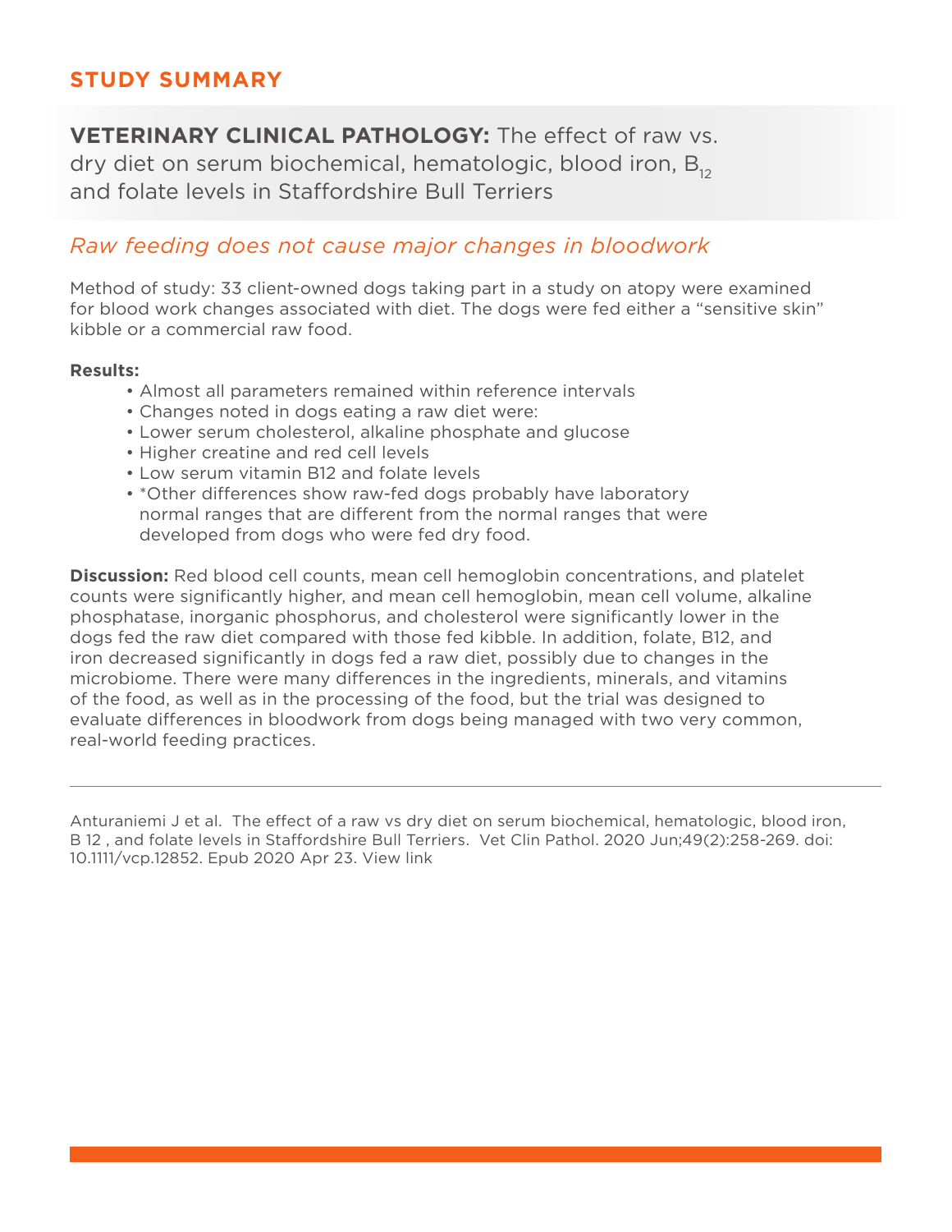## STUDY SUMMARY

**VETERINARY CLINICAL PATHOLOGY:** The effect of raw vs. dry diet on serum biochemical, hematologic, blood iron, $B_{12}$ and folate levels in Staffordshire Bull Terriers

*Raw feeding does not cause major changes in bloodwork*

Method of study: 33 client-owned dogs taking part in a study on atopy were examined for blood work changes associated with diet. The dogs were fed either a "sensitive skin" kibble or a commercial raw food.

**Results:**

- Almost all parameters remained within reference intervals
- Changes noted in dogs eating a raw diet were:
- Lower serum cholesterol, alkaline phosphate and glucose
- Higher creatine and red cell levels
- Low serum vitamin B12 and folate levels
- *Other differences show raw-fed dogs probably have laboratory normal ranges that are different from the normal ranges that were developed from dogs who were fed dry food.

**Discussion:** Red blood cell counts, mean cell hemoglobin concentrations, and platelet counts were significantly higher, and mean cell hemoglobin, mean cell volume, alkaline phosphatase, inorganic phosphorus, and cholesterol were significantly lower in the dogs fed the raw diet compared with those fed kibble. In addition, folate, B12, and iron decreased significantly in dogs fed a raw diet, possibly due to changes in the microbiome. There were many differences in the ingredients, minerals, and vitamins of the food, as well as in the processing of the food, but the trial was designed to evaluate differences in bloodwork from dogs being managed with two very common, real-world feeding practices.

---

Anturaniemi J et al. The effect of a raw vs dry diet on serum biochemical, hematologic, blood iron, B 12 , and folate levels in Staffordshire Bull Terriers. Vet Clin Pathol. 2020 Jun;49(2):258-269. doi: 10.1111/vcp.12852. Epub 2020 Apr 23. View link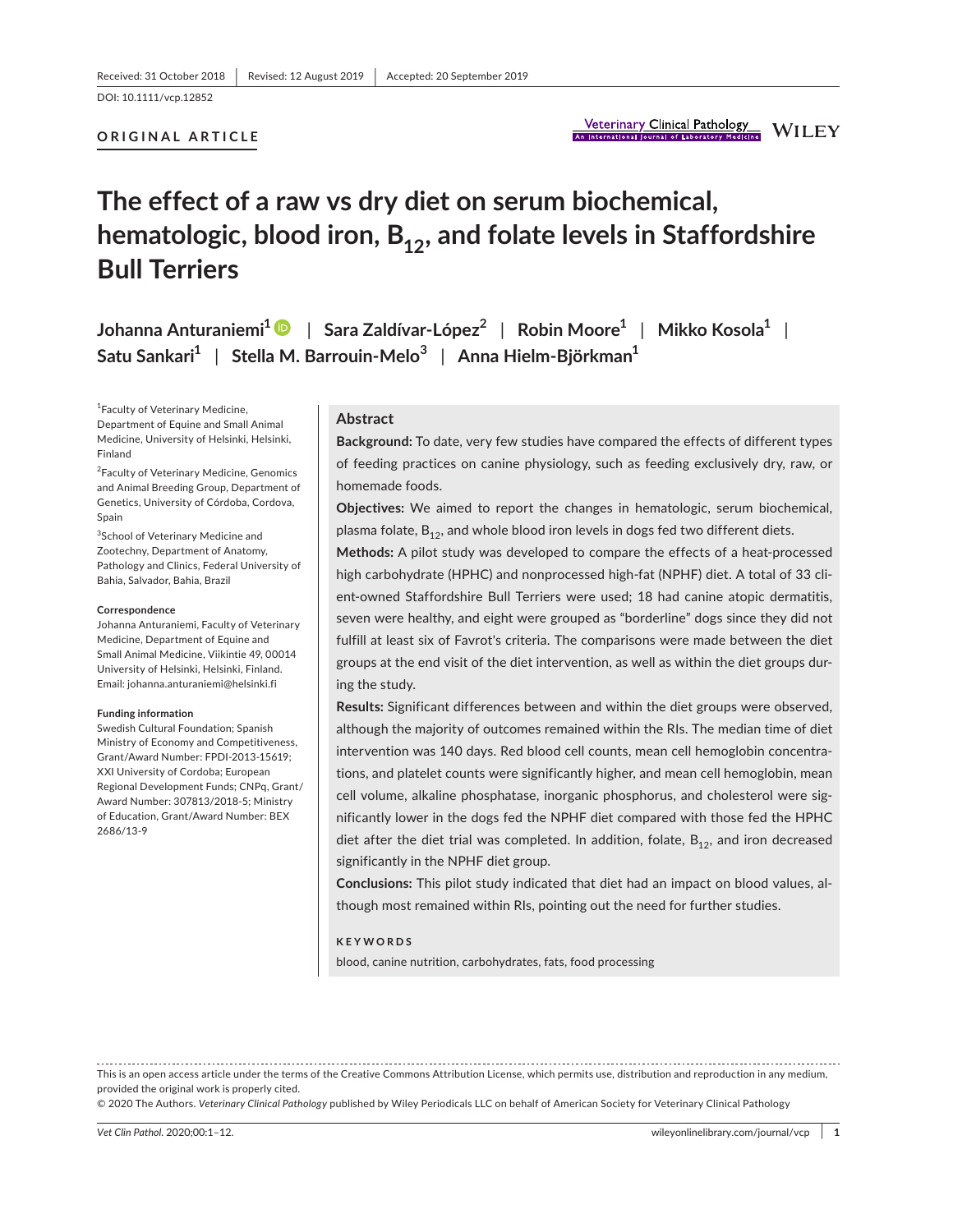Received: 31 October 2018 | Revised: 12 August 2019 | Accepted: 20 September 2019

DOI: 10.1111/vcp.12852

**ORIGINAL ARTICLE**

# The effect of a raw vs dry diet on serum biochemical, hematologic, blood iron, $B_{12}$, and folate levels in Staffordshire Bull Terriers

**Johanna Anturaniemi[1] | Sara Zaldívar-López[2] | Robin Moore[1] | Mikko Kosola[1] | Satu Sankari[1] | Stella M. Barrouin-Melo[3] | Anna Hielm-Björkman[1]**

[1]Faculty of Veterinary Medicine, Department of Equine and Small Animal Medicine, University of Helsinki, Helsinki, Finland

[2]Faculty of Veterinary Medicine, Genomics and Animal Breeding Group, Department of Genetics, University of Córdoba, Cordova, Spain

[3]School of Veterinary Medicine and Zootechny, Department of Anatomy, Pathology and Clinics, Federal University of Bahia, Salvador, Bahia, Brazil

**Correspondence**
Johanna Anturaniemi, Faculty of Veterinary Medicine, Department of Equine and Small Animal Medicine, Viikintie 49, 00014 University of Helsinki, Helsinki, Finland.
Email: johanna.anturaniemi@helsinki.fi

**Funding information**
Swedish Cultural Foundation; Spanish Ministry of Economy and Competitiveness, Grant/Award Number: FPDI-2013-15619; XXI University of Cordoba; European Regional Development Funds; CNPq, Grant/Award Number: 307813/2018-5; Ministry of Education, Grant/Award Number: BEX 2686/13-9

## Abstract

**Background:** To date, very few studies have compared the effects of different types of feeding practices on canine physiology, such as feeding exclusively dry, raw, or homemade foods.

**Objectives:** We aimed to report the changes in hematologic, serum biochemical, plasma folate, $B_{12}$, and whole blood iron levels in dogs fed two different diets.

**Methods:** A pilot study was developed to compare the effects of a heat-processed high carbohydrate (HPHC) and nonprocessed high-fat (NPHF) diet. A total of 33 client-owned Staffordshire Bull Terriers were used; 18 had canine atopic dermatitis, seven were healthy, and eight were grouped as "borderline" dogs since they did not fulfill at least six of Favrot's criteria. The comparisons were made between the diet groups at the end visit of the diet intervention, as well as within the diet groups during the study.

**Results:** Significant differences between and within the diet groups were observed, although the majority of outcomes remained within the RIs. The median time of diet intervention was 140 days. Red blood cell counts, mean cell hemoglobin concentrations, and platelet counts were significantly higher, and mean cell hemoglobin, mean cell volume, alkaline phosphatase, inorganic phosphorus, and cholesterol were significantly lower in the dogs fed the NPHF diet compared with those fed the HPHC diet after the diet trial was completed. In addition, folate, $B_{12}$, and iron decreased significantly in the NPHF diet group.

**Conclusions:** This pilot study indicated that diet had an impact on blood values, although most remained within RIs, pointing out the need for further studies.

**KEYWORDS**
blood, canine nutrition, carbohydrates, fats, food processing

This is an open access article under the terms of the Creative Commons Attribution License, which permits use, distribution and reproduction in any medium, provided the original work is properly cited.
© 2020 The Authors. *Veterinary Clinical Pathology* published by Wiley Periodicals LLC on behalf of American Society for Veterinary Clinical Pathology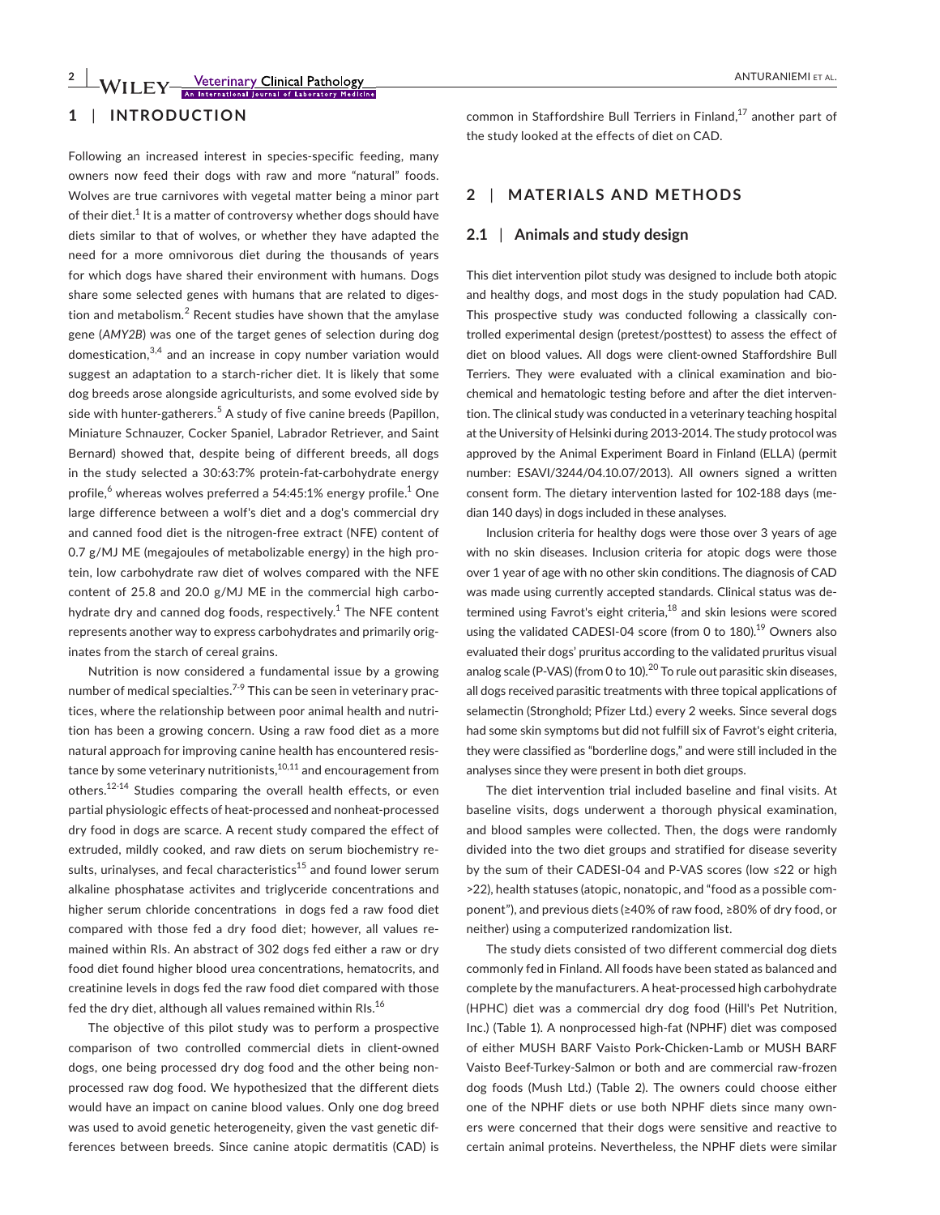## 1 | INTRODUCTION

Following an increased interest in species-specific feeding, many owners now feed their dogs with raw and more "natural" foods. Wolves are true carnivores with vegetal matter being a minor part of their diet.[1] It is a matter of controversy whether dogs should have diets similar to that of wolves, or whether they have adapted the need for a more omnivorous diet during the thousands of years for which dogs have shared their environment with humans. Dogs share some selected genes with humans that are related to digestion and metabolism.[2] Recent studies have shown that the amylase gene (*AMY2B*) was one of the target genes of selection during dog domestication,[3,4] and an increase in copy number variation would suggest an adaptation to a starch-richer diet. It is likely that some dog breeds arose alongside agriculturists, and some evolved side by side with hunter-gatherers.[5] A study of five canine breeds (Papillon, Miniature Schnauzer, Cocker Spaniel, Labrador Retriever, and Saint Bernard) showed that, despite being of different breeds, all dogs in the study selected a 30:63:7% protein-fat-carbohydrate energy profile,[6] whereas wolves preferred a 54:45:1% energy profile.[1] One large difference between a wolf's diet and a dog's commercial dry and canned food diet is the nitrogen-free extract (NFE) content of 0.7 g/MJ ME (megajoules of metabolizable energy) in the high protein, low carbohydrate raw diet of wolves compared with the NFE content of 25.8 and 20.0 g/MJ ME in the commercial high carbohydrate dry and canned dog foods, respectively.[1] The NFE content represents another way to express carbohydrates and primarily originates from the starch of cereal grains.

Nutrition is now considered a fundamental issue by a growing number of medical specialties.[7-9] This can be seen in veterinary practices, where the relationship between poor animal health and nutrition has been a growing concern. Using a raw food diet as a more natural approach for improving canine health has encountered resistance by some veterinary nutritionists,[10,11] and encouragement from others.[12-14] Studies comparing the overall health effects, or even partial physiologic effects of heat-processed and nonheat-processed dry food in dogs are scarce. A recent study compared the effect of extruded, mildly cooked, and raw diets on serum biochemistry results, urinalyses, and fecal characteristics[15] and found lower serum alkaline phosphatase activites and triglyceride concentrations and higher serum chloride concentrations in dogs fed a raw food diet compared with those fed a dry food diet; however, all values remained within RIs. An abstract of 302 dogs fed either a raw or dry food diet found higher blood urea concentrations, hematocrits, and creatinine levels in dogs fed the raw food diet compared with those fed the dry diet, although all values remained within RIs.[16]

The objective of this pilot study was to perform a prospective comparison of two controlled commercial diets in client-owned dogs, one being processed dry dog food and the other being nonprocessed raw dog food. We hypothesized that the different diets would have an impact on canine blood values. Only one dog breed was used to avoid genetic heterogeneity, given the vast genetic differences between breeds. Since canine atopic dermatitis (CAD) is common in Staffordshire Bull Terriers in Finland,[17] another part of the study looked at the effects of diet on CAD.

## 2 | MATERIALS AND METHODS

### 2.1 | Animals and study design

This diet intervention pilot study was designed to include both atopic and healthy dogs, and most dogs in the study population had CAD. This prospective study was conducted following a classically controlled experimental design (pretest/posttest) to assess the effect of diet on blood values. All dogs were client-owned Staffordshire Bull Terriers. They were evaluated with a clinical examination and biochemical and hematologic testing before and after the diet intervention. The clinical study was conducted in a veterinary teaching hospital at the University of Helsinki during 2013-2014. The study protocol was approved by the Animal Experiment Board in Finland (ELLA) (permit number: ESAVI/3244/04.10.07/2013). All owners signed a written consent form. The dietary intervention lasted for 102-188 days (median 140 days) in dogs included in these analyses.

Inclusion criteria for healthy dogs were those over 3 years of age with no skin diseases. Inclusion criteria for atopic dogs were those over 1 year of age with no other skin conditions. The diagnosis of CAD was made using currently accepted standards. Clinical status was determined using Favrot's eight criteria,[18] and skin lesions were scored using the validated CADESI-04 score (from 0 to 180).[19] Owners also evaluated their dogs' pruritus according to the validated pruritus visual analog scale (P-VAS) (from 0 to 10).[20] To rule out parasitic skin diseases, all dogs received parasitic treatments with three topical applications of selamectin (Stronghold; Pfizer Ltd.) every 2 weeks. Since several dogs had some skin symptoms but did not fulfill six of Favrot's eight criteria, they were classified as "borderline dogs," and were still included in the analyses since they were present in both diet groups.

The diet intervention trial included baseline and final visits. At baseline visits, dogs underwent a thorough physical examination, and blood samples were collected. Then, the dogs were randomly divided into the two diet groups and stratified for disease severity by the sum of their CADESI-04 and P-VAS scores (low ≤22 or high >22), health statuses (atopic, nonatopic, and "food as a possible component"), and previous diets (≥40% of raw food, ≥80% of dry food, or neither) using a computerized randomization list.

The study diets consisted of two different commercial dog diets commonly fed in Finland. All foods have been stated as balanced and complete by the manufacturers. A heat-processed high carbohydrate (HPHC) diet was a commercial dry dog food (Hill's Pet Nutrition, Inc.) (Table 1). A nonprocessed high-fat (NPHF) diet was composed of either MUSH BARF Vaisto Pork-Chicken-Lamb or MUSH BARF Vaisto Beef-Turkey-Salmon or both and are commercial raw-frozen dog foods (Mush Ltd.) (Table 2). The owners could choose either one of the NPHF diets or use both NPHF diets since many owners were concerned that their dogs were sensitive and reactive to certain animal proteins. Nevertheless, the NPHF diets were similar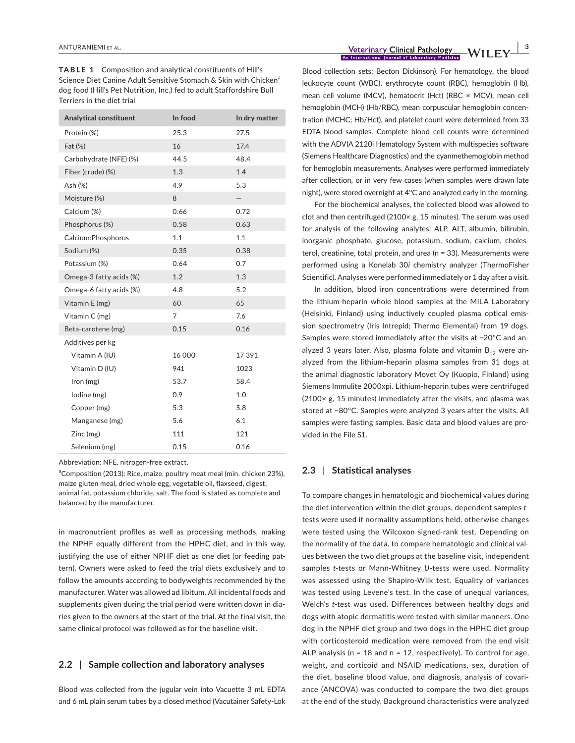**TABLE 1** Composition and analytical constituents of Hill's Science Diet Canine Adult Sensitive Stomach & Skin with Chicken[a] dog food (Hill's Pet Nutrition, Inc.) fed to adult Staffordshire Bull Terriers in the diet trial

| Analytical constituent | In food | In dry matter |
|---|---|---|
| Protein (%) | 25.3 | 27.5 |
| Fat (%) | 16 | 17.4 |
| Carbohydrate (NFE) (%) | 44.5 | 48.4 |
| Fiber (crude) (%) | 1.3 | 1.4 |
| Ash (%) | 4.9 | 5.3 |
| Moisture (%) | 8 | — |
| Calcium (%) | 0.66 | 0.72 |
| Phosphorus (%) | 0.58 | 0.63 |
| Calcium:Phosphorus | 1.1 | 1.1 |
| Sodium (%) | 0.35 | 0.38 |
| Potassium (%) | 0.64 | 0.7 |
| Omega-3 fatty acids (%) | 1.2 | 1.3 |
| Omega-6 fatty acids (%) | 4.8 | 5.2 |
| Vitamin E (mg) | 60 | 65 |
| Vitamin C (mg) | 7 | 7.6 |
| Beta-carotene (mg) | 0.15 | 0.16 |
| Additives per kg | | |
| Vitamin A (IU) | 16 000 | 17 391 |
| Vitamin D (IU) | 941 | 1023 |
| Iron (mg) | 53.7 | 58.4 |
| Iodine (mg) | 0.9 | 1.0 |
| Copper (mg) | 5.3 | 5.8 |
| Manganese (mg) | 5.6 | 6.1 |
| Zinc (mg) | 111 | 121 |
| Selenium (mg) | 0.15 | 0.16 |

Abbreviation: NFE, nitrogen-free extract.

[a]Composition (2013): Rice, maize, poultry meat meal (min. chicken 23%), maize gluten meal, dried whole egg, vegetable oil, flaxseed, digest, animal fat, potassium chloride, salt. The food is stated as complete and balanced by the manufacturer.

in macronutrient profiles as well as processing methods, making the NPHF equally different from the HPHC diet, and in this way, justifying the use of either NPHF diet as one diet (or feeding pattern). Owners were asked to feed the trial diets exclusively and to follow the amounts according to bodyweights recommended by the manufacturer. Water was allowed ad libitum. All incidental foods and supplements given during the trial period were written down in diaries given to the owners at the start of the trial. At the final visit, the same clinical protocol was followed as for the baseline visit.

## 2.2 | Sample collection and laboratory analyses

Blood was collected from the jugular vein into Vacuette 3 mL EDTA and 6 mL plain serum tubes by a closed method (Vacutainer Safety-Lok Blood collection sets; Becton Dickinson). For hematology, the blood leukocyte count (WBC), erythrocyte count (RBC), hemoglobin (Hb), mean cell volume (MCV), hematocrit (Hct) (RBC × MCV), mean cell hemoglobin (MCH) (Hb/RBC), mean corpuscular hemoglobin concentration (MCHC; Hb/Hct), and platelet count were determined from 33 EDTA blood samples. Complete blood cell counts were determined with the ADVIA 2120i Hematology System with multispecies software (Siemens Healthcare Diagnostics) and the cyanmethemoglobin method for hemoglobin measurements. Analyses were performed immediately after collection, or in very few cases (when samples were drawn late night), were stored overnight at 4°C and analyzed early in the morning.

For the biochemical analyses, the collected blood was allowed to clot and then centrifuged (2100× g, 15 minutes). The serum was used for analysis of the following analytes: ALP, ALT, albumin, bilirubin, inorganic phosphate, glucose, potassium, sodium, calcium, cholesterol, creatinine, total protein, and urea (n = 33). Measurements were performed using a Konelab 30*i* chemistry analyzer (ThermoFisher Scientific). Analyses were performed immediately or 1 day after a visit.

In addition, blood iron concentrations were determined from the lithium-heparin whole blood samples at the MILA Laboratory (Helsinki, Finland) using inductively coupled plasma optical emission spectrometry (Iris Intrepid; Thermo Elemental) from 19 dogs. Samples were stored immediately after the visits at −20°C and analyzed 3 years later. Also, plasma folate and vitamin $B_{12}$ were analyzed from the lithium-heparin plasma samples from 31 dogs at the animal diagnostic laboratory Movet Oy (Kuopio, Finland) using Siemens Immulite 2000xpi. Lithium-heparin tubes were centrifuged (2100× g, 15 minutes) immediately after the visits, and plasma was stored at −80°C. Samples were analyzed 3 years after the visits. All samples were fasting samples. Basic data and blood values are provided in the File S1.

## 2.3 | Statistical analyses

To compare changes in hematologic and biochemical values during the diet intervention within the diet groups, dependent samples *t*-tests were used if normality assumptions held, otherwise changes were tested using the Wilcoxon signed-rank test. Depending on the normality of the data, to compare hematologic and clinical values between the two diet groups at the baseline visit, independent samples *t*-tests or Mann-Whitney *U*-tests were used. Normality was assessed using the Shapiro-Wilk test. Equality of variances was tested using Levene's test. In the case of unequal variances, Welch's *t*-test was used. Differences between healthy dogs and dogs with atopic dermatitis were tested with similar manners. One dog in the NPHF diet group and two dogs in the HPHC diet group with corticosteroid medication were removed from the end visit ALP analysis (n = 18 and n = 12, respectively). To control for age, weight, and corticoid and NSAID medications, sex, duration of the diet, baseline blood value, and diagnosis, analysis of covariance (ANCOVA) was conducted to compare the two diet groups at the end of the study. Background characteristics were analyzed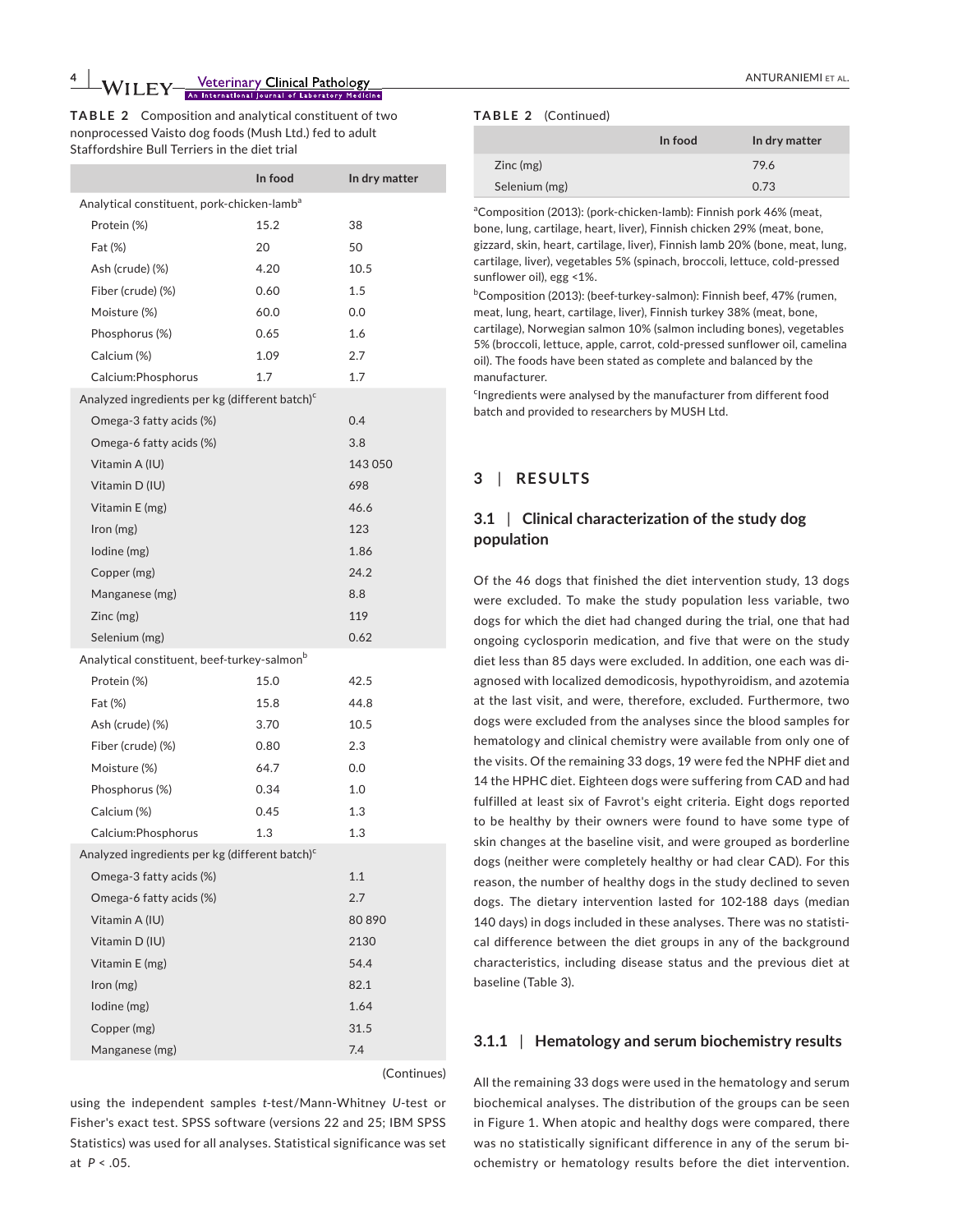**TABLE 2** Composition and analytical constituent of two nonprocessed Vaisto dog foods (Mush Ltd.) fed to adult Staffordshire Bull Terriers in the diet trial

| | In food | In dry matter |
|---|---|---|
| Analytical constituent, pork-chicken-lamb[a] | | |
| Protein (%) | 15.2 | 38 |
| Fat (%) | 20 | 50 |
| Ash (crude) (%) | 4.20 | 10.5 |
| Fiber (crude) (%) | 0.60 | 1.5 |
| Moisture (%) | 60.0 | 0.0 |
| Phosphorus (%) | 0.65 | 1.6 |
| Calcium (%) | 1.09 | 2.7 |
| Calcium:Phosphorus | 1.7 | 1.7 |
| Analyzed ingredients per kg (different batch)[c] | | |
| Omega-3 fatty acids (%) | | 0.4 |
| Omega-6 fatty acids (%) | | 3.8 |
| Vitamin A (IU) | | 143 050 |
| Vitamin D (IU) | | 698 |
| Vitamin E (mg) | | 46.6 |
| Iron (mg) | | 123 |
| Iodine (mg) | | 1.86 |
| Copper (mg) | | 24.2 |
| Manganese (mg) | | 8.8 |
| Zinc (mg) | | 119 |
| Selenium (mg) | | 0.62 |
| Analytical constituent, beef-turkey-salmon[b] | | |
| Protein (%) | 15.0 | 42.5 |
| Fat (%) | 15.8 | 44.8 |
| Ash (crude) (%) | 3.70 | 10.5 |
| Fiber (crude) (%) | 0.80 | 2.3 |
| Moisture (%) | 64.7 | 0.0 |
| Phosphorus (%) | 0.34 | 1.0 |
| Calcium (%) | 0.45 | 1.3 |
| Calcium:Phosphorus | 1.3 | 1.3 |
| Analyzed ingredients per kg (different batch)[c] | | |
| Omega-3 fatty acids (%) | | 1.1 |
| Omega-6 fatty acids (%) | | 2.7 |
| Vitamin A (IU) | | 80 890 |
| Vitamin D (IU) | | 2130 |
| Vitamin E (mg) | | 54.4 |
| Iron (mg) | | 82.1 |
| Iodine (mg) | | 1.64 |
| Copper (mg) | | 31.5 |
| Manganese (mg) | | 7.4 |
| Zinc (mg) | | 79.6 |
| Selenium (mg) | | 0.73 |

[a]Composition (2013): (pork-chicken-lamb): Finnish pork 46% (meat, bone, lung, cartilage, heart, liver), Finnish chicken 29% (meat, bone, gizzard, skin, heart, cartilage, liver), Finnish lamb 20% (bone, meat, lung, cartilage, liver), vegetables 5% (spinach, broccoli, lettuce, cold-pressed sunflower oil), egg <1%.

[b]Composition (2013): (beef-turkey-salmon): Finnish beef, 47% (rumen, meat, lung, heart, cartilage, liver), Finnish turkey 38% (meat, bone, cartilage), Norwegian salmon 10% (salmon including bones), vegetables 5% (broccoli, lettuce, apple, carrot, cold-pressed sunflower oil, camelina oil). The foods have been stated as complete and balanced by the manufacturer.

[c]Ingredients were analysed by the manufacturer from different food batch and provided to researchers by MUSH Ltd.

using the independent samples *t*-test/Mann-Whitney *U*-test or Fisher's exact test. SPSS software (versions 22 and 25; IBM SPSS Statistics) was used for all analyses. Statistical significance was set at $P < .05$.

## 3 | RESULTS

### 3.1 | Clinical characterization of the study dog population

Of the 46 dogs that finished the diet intervention study, 13 dogs were excluded. To make the study population less variable, two dogs for which the diet had changed during the trial, one that had ongoing cyclosporin medication, and five that were on the study diet less than 85 days were excluded. In addition, one each was diagnosed with localized demodicosis, hypothyroidism, and azotemia at the last visit, and were, therefore, excluded. Furthermore, two dogs were excluded from the analyses since the blood samples for hematology and clinical chemistry were available from only one of the visits. Of the remaining 33 dogs, 19 were fed the NPHF diet and 14 the HPHC diet. Eighteen dogs were suffering from CAD and had fulfilled at least six of Favrot's eight criteria. Eight dogs reported to be healthy by their owners were found to have some type of skin changes at the baseline visit, and were grouped as borderline dogs (neither were completely healthy or had clear CAD). For this reason, the number of healthy dogs in the study declined to seven dogs. The dietary intervention lasted for 102-188 days (median 140 days) in dogs included in these analyses. There was no statistical difference between the diet groups in any of the background characteristics, including disease status and the previous diet at baseline (Table 3).

#### 3.1.1 | Hematology and serum biochemistry results

All the remaining 33 dogs were used in the hematology and serum biochemical analyses. The distribution of the groups can be seen in Figure 1. When atopic and healthy dogs were compared, there was no statistically significant difference in any of the serum biochemistry or hematology results before the diet intervention.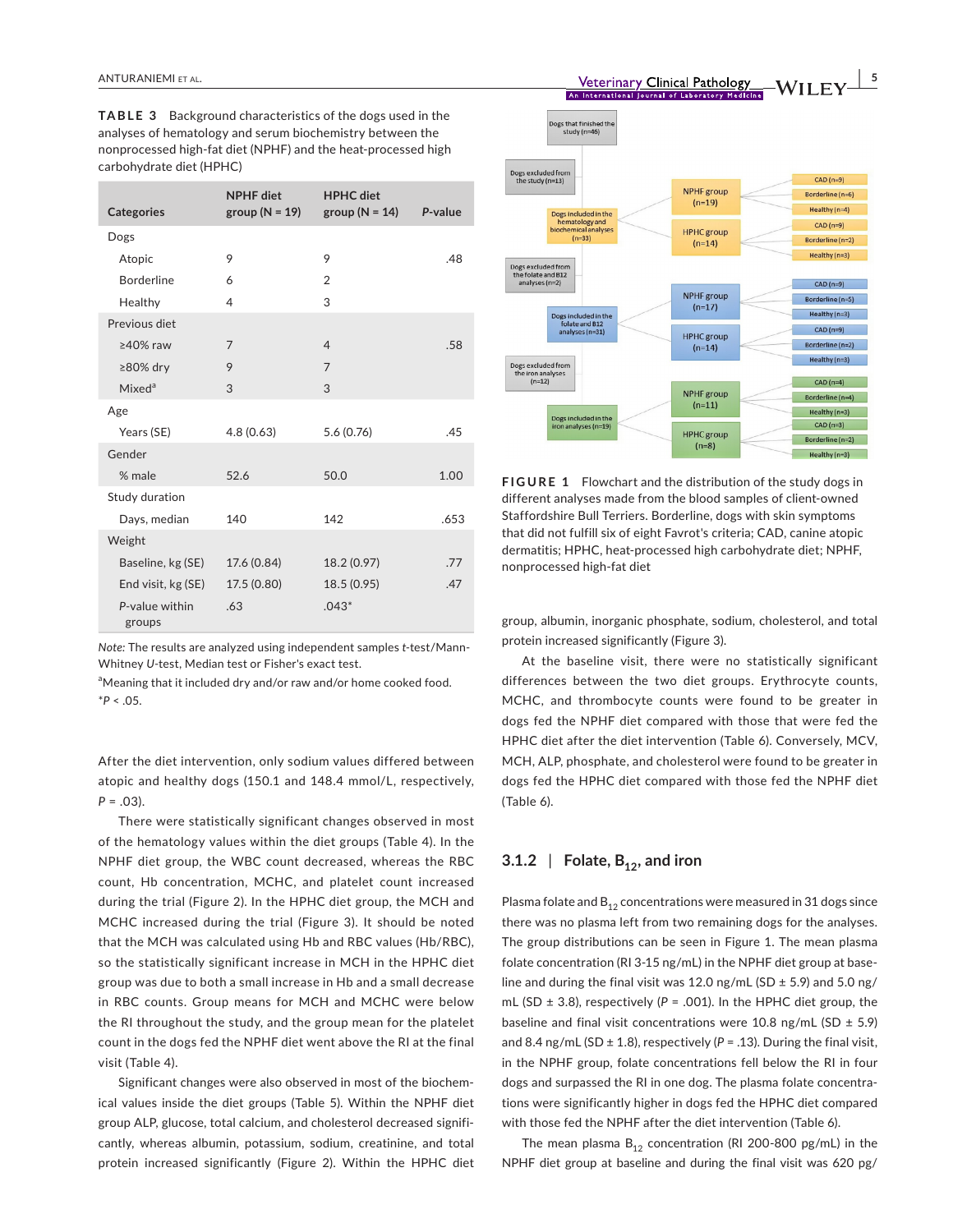**TABLE 3** Background characteristics of the dogs used in the analyses of hematology and serum biochemistry between the nonprocessed high-fat diet (NPHF) and the heat-processed high carbohydrate diet (HPHC)

| Categories | NPHF diet group (N = 19) | HPHC diet group (N = 14) | *P*-value |
|---|---|---|---|
| Dogs | | | |
| Atopic | 9 | 9 | .48 |
| Borderline | 6 | 2 | |
| Healthy | 4 | 3 | |
| Previous diet | | | |
| ≥40% raw | 7 | 4 | .58 |
| ≥80% dry | 9 | 7 | |
| Mixed[a] | 3 | 3 | |
| Age | | | |
| Years (SE) | 4.8 (0.63) | 5.6 (0.76) | .45 |
| Gender | | | |
| % male | 52.6 | 50.0 | 1.00 |
| Study duration | | | |
| Days, median | 140 | 142 | .653 |
| Weight | | | |
| Baseline, kg (SE) | 17.6 (0.84) | 18.2 (0.97) | .77 |
| End visit, kg (SE) | 17.5 (0.80) | 18.5 (0.95) | .47 |
| *P*-value within groups | .63 | .043* | |

*Note:* The results are analyzed using independent samples *t*-test/Mann-Whitney *U*-test, Median test or Fisher's exact test.

[a]Meaning that it included dry and/or raw and/or home cooked food.

*$P < .05$.

After the diet intervention, only sodium values differed between atopic and healthy dogs (150.1 and 148.4 mmol/L, respectively, $P = .03$).

There were statistically significant changes observed in most of the hematology values within the diet groups (Table 4). In the NPHF diet group, the WBC count decreased, whereas the RBC count, Hb concentration, MCHC, and platelet count increased during the trial (Figure 2). In the HPHC diet group, the MCH and MCHC increased during the trial (Figure 3). It should be noted that the MCH was calculated using Hb and RBC values (Hb/RBC), so the statistically significant increase in MCH in the HPHC diet group was due to both a small increase in Hb and a small decrease in RBC counts. Group means for MCH and MCHC were below the RI throughout the study, and the group mean for the platelet count in the dogs fed the NPHF diet went above the RI at the final visit (Table 4).

Significant changes were also observed in most of the biochemical values inside the diet groups (Table 5). Within the NPHF diet group ALP, glucose, total calcium, and cholesterol decreased significantly, whereas albumin, potassium, sodium, creatinine, and total protein increased significantly (Figure 2). Within the HPHC diet group, albumin, inorganic phosphate, sodium, cholesterol, and total protein increased significantly (Figure 3).

At the baseline visit, there were no statistically significant differences between the two diet groups. Erythrocyte counts, MCHC, and thrombocyte counts were found to be greater in dogs fed the NPHF diet compared with those that were fed the HPHC diet after the diet intervention (Table 6). Conversely, MCV, MCH, ALP, phosphate, and cholesterol were found to be greater in dogs fed the HPHC diet compared with those fed the NPHF diet (Table 6).

**FIGURE 1** Flowchart and the distribution of the study dogs in different analyses made from the blood samples of client-owned Staffordshire Bull Terriers. Borderline, dogs with skin symptoms that did not fulfill six of eight Favrot's criteria; CAD, canine atopic dermatitis; HPHC, heat-processed high carbohydrate diet; NPHF, nonprocessed high-fat diet

### 3.1.2 | Folate, $B_{12}$, and iron

Plasma folate and $B_{12}$ concentrations were measured in 31 dogs since there was no plasma left from two remaining dogs for the analyses. The group distributions can be seen in Figure 1. The mean plasma folate concentration (RI 3-15 ng/mL) in the NPHF diet group at baseline and during the final visit was 12.0 ng/mL (SD ± 5.9) and 5.0 ng/mL (SD ± 3.8), respectively ($P = .001$). In the HPHC diet group, the baseline and final visit concentrations were 10.8 ng/mL (SD ± 5.9) and 8.4 ng/mL (SD ± 1.8), respectively ($P = .13$). During the final visit, in the NPHF group, folate concentrations fell below the RI in four dogs and surpassed the RI in one dog. The plasma folate concentrations were significantly higher in dogs fed the HPHC diet compared with those fed the NPHF after the diet intervention (Table 6).

The mean plasma $B_{12}$ concentration (RI 200-800 pg/mL) in the NPHF diet group at baseline and during the final visit was 620 pg/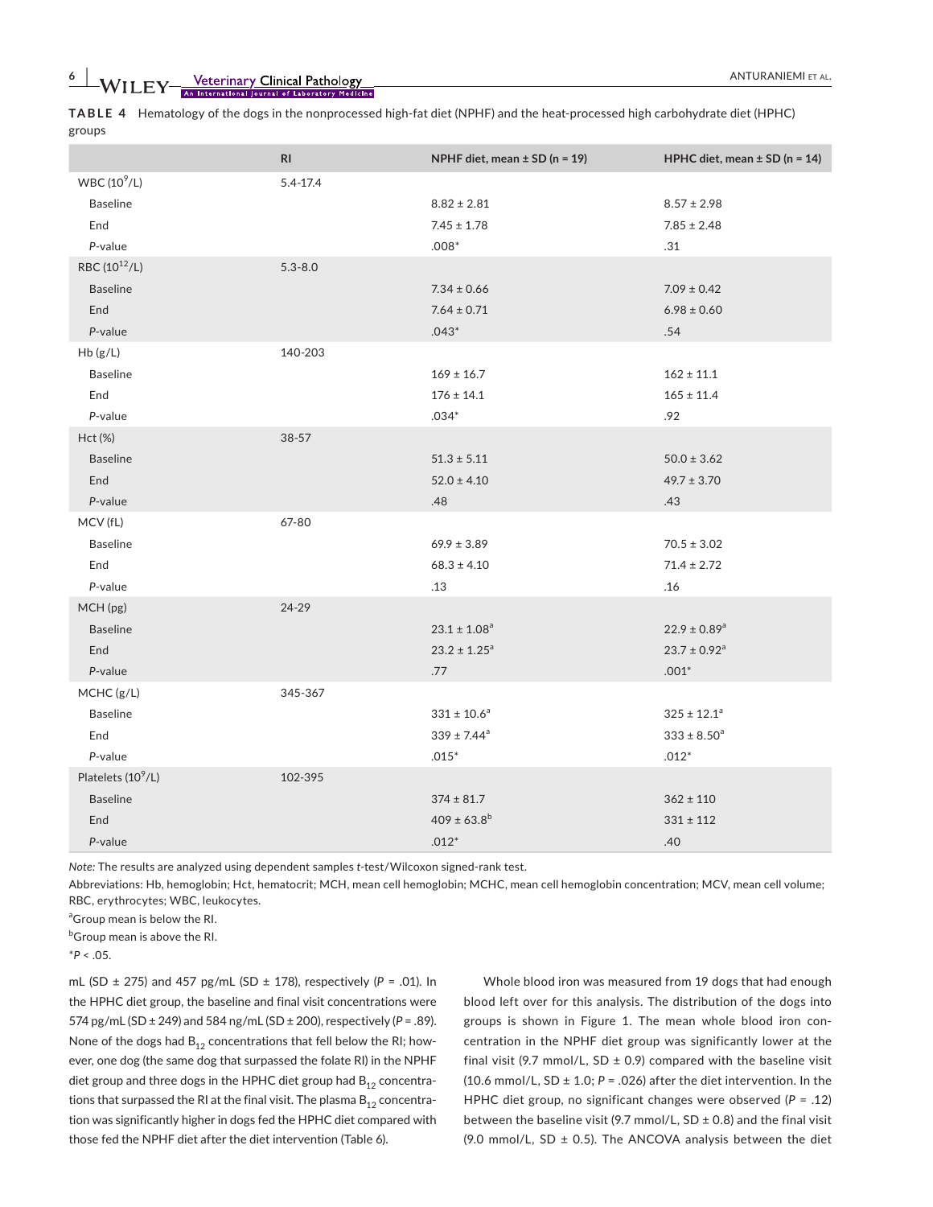**TABLE 4** Hematology of the dogs in the nonprocessed high-fat diet (NPHF) and the heat-processed high carbohydrate diet (HPHC) groups

| | RI | NPHF diet, mean ± SD (n = 19) | HPHC diet, mean ± SD (n = 14) |
|---|---|---|---|
| WBC ($10^9$/L) | 5.4-17.4 | | |
| Baseline | | 8.82 ± 2.81 | 8.57 ± 2.98 |
| End | | 7.45 ± 1.78 | 7.85 ± 2.48 |
| *P*-value | | .008* | .31 |
| RBC ($10^{12}$/L) | 5.3-8.0 | | |
| Baseline | | 7.34 ± 0.66 | 7.09 ± 0.42 |
| End | | 7.64 ± 0.71 | 6.98 ± 0.60 |
| *P*-value | | .043* | .54 |
| Hb (g/L) | 140-203 | | |
| Baseline | | 169 ± 16.7 | 162 ± 11.1 |
| End | | 176 ± 14.1 | 165 ± 11.4 |
| *P*-value | | .034* | .92 |
| Hct (%) | 38-57 | | |
| Baseline | | 51.3 ± 5.11 | 50.0 ± 3.62 |
| End | | 52.0 ± 4.10 | 49.7 ± 3.70 |
| *P*-value | | .48 | .43 |
| MCV (fL) | 67-80 | | |
| Baseline | | 69.9 ± 3.89 | 70.5 ± 3.02 |
| End | | 68.3 ± 4.10 | 71.4 ± 2.72 |
| *P*-value | | .13 | .16 |
| MCH (pg) | 24-29 | | |
| Baseline | | 23.1 ± 1.08[a] | 22.9 ± 0.89[a] |
| End | | 23.2 ± 1.25[a] | 23.7 ± 0.92[a] |
| *P*-value | | .77 | .001* |
| MCHC (g/L) | 345-367 | | |
| Baseline | | 331 ± 10.6[a] | 325 ± 12.1[a] |
| End | | 339 ± 7.44[a] | 333 ± 8.50[a] |
| *P*-value | | .015* | .012* |
| Platelets ($10^9$/L) | 102-395 | | |
| Baseline | | 374 ± 81.7 | 362 ± 110 |
| End | | 409 ± 63.8[b] | 331 ± 112 |
| *P*-value | | .012* | .40 |

*Note:* The results are analyzed using dependent samples *t*-test/Wilcoxon signed-rank test.

Abbreviations: Hb, hemoglobin; Hct, hematocrit; MCH, mean cell hemoglobin; MCHC, mean cell hemoglobin concentration; MCV, mean cell volume; RBC, erythrocytes; WBC, leukocytes.

[a]Group mean is below the RI.

[b]Group mean is above the RI.

*$P < .05$.

mL (SD ± 275) and 457 pg/mL (SD ± 178), respectively ($P$ = .01). In the HPHC diet group, the baseline and final visit concentrations were 574 pg/mL (SD ± 249) and 584 ng/mL (SD ± 200), respectively ($P$ = .89). None of the dogs had $B_{12}$ concentrations that fell below the RI; however, one dog (the same dog that surpassed the folate RI) in the NPHF diet group and three dogs in the HPHC diet group had $B_{12}$ concentrations that surpassed the RI at the final visit. The plasma $B_{12}$ concentration was significantly higher in dogs fed the HPHC diet compared with those fed the NPHF diet after the diet intervention (Table 6).

Whole blood iron was measured from 19 dogs that had enough blood left over for this analysis. The distribution of the dogs into groups is shown in Figure 1. The mean whole blood iron concentration in the NPHF diet group was significantly lower at the final visit (9.7 mmol/L, SD ± 0.9) compared with the baseline visit (10.6 mmol/L, SD ± 1.0; $P$ = .026) after the diet intervention. In the HPHC diet group, no significant changes were observed ($P$ = .12) between the baseline visit (9.7 mmol/L, SD ± 0.8) and the final visit (9.0 mmol/L, SD ± 0.5). The ANCOVA analysis between the diet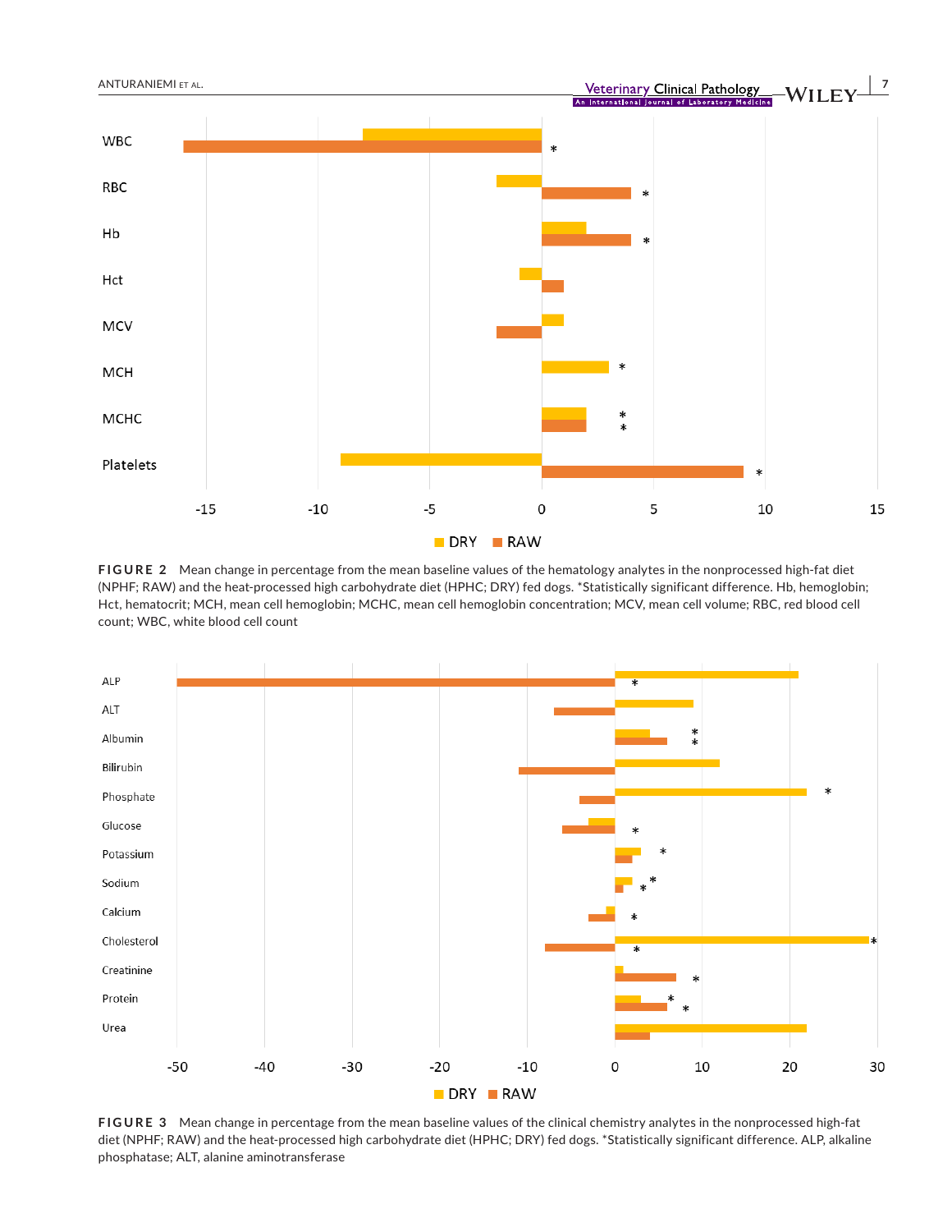FIGURE 2 Mean change in percentage from the mean baseline values of the hematology analytes in the nonprocessed high-fat diet (NPHF; RAW) and the heat-processed high carbohydrate diet (HPHC; DRY) fed dogs. *Statistically significant difference. Hb, hemoglobin; Hct, hematocrit; MCH, mean cell hemoglobin; MCHC, mean cell hemoglobin concentration; MCV, mean cell volume; RBC, red blood cell count; WBC, white blood cell count

FIGURE 3 Mean change in percentage from the mean baseline values of the clinical chemistry analytes in the nonprocessed high-fat diet (NPHF; RAW) and the heat-processed high carbohydrate diet (HPHC; DRY) fed dogs. *Statistically significant difference. ALP, alkaline phosphatase; ALT, alanine aminotransferase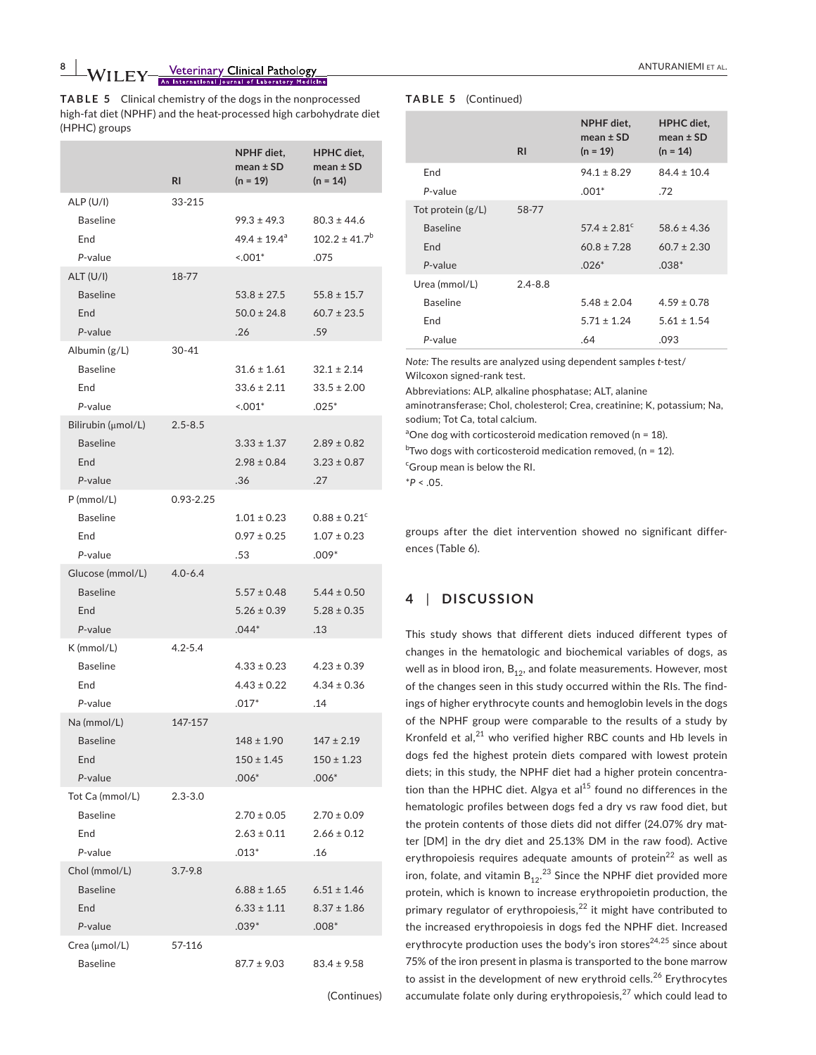**TABLE 5** Clinical chemistry of the dogs in the nonprocessed high-fat diet (NPHF) and the heat-processed high carbohydrate diet (HPHC) groups

| | RI | NPHF diet, mean ± SD (n = 19) | HPHC diet, mean ± SD (n = 14) |
|---|---|---|---|
| ALP (U/l) | 33-215 | | |
| Baseline | | 99.3 ± 49.3 | 80.3 ± 44.6 |
| End | | 49.4 ± 19.4[a] | 102.2 ± 41.7[b] |
| *P*-value | | <.001* | .075 |
| ALT (U/l) | 18-77 | | |
| Baseline | | 53.8 ± 27.5 | 55.8 ± 15.7 |
| End | | 50.0 ± 24.8 | 60.7 ± 23.5 |
| *P*-value | | .26 | .59 |
| Albumin (g/L) | 30-41 | | |
| Baseline | | 31.6 ± 1.61 | 32.1 ± 2.14 |
| End | | 33.6 ± 2.11 | 33.5 ± 2.00 |
| *P*-value | | <.001* | .025* |
| Bilirubin (μmol/L) | 2.5-8.5 | | |
| Baseline | | 3.33 ± 1.37 | 2.89 ± 0.82 |
| End | | 2.98 ± 0.84 | 3.23 ± 0.87 |
| *P*-value | | .36 | .27 |
| P (mmol/L) | 0.93-2.25 | | |
| Baseline | | 1.01 ± 0.23 | 0.88 ± 0.21[c] |
| End | | 0.97 ± 0.25 | 1.07 ± 0.23 |
| *P*-value | | .53 | .009* |
| Glucose (mmol/L) | 4.0-6.4 | | |
| Baseline | | 5.57 ± 0.48 | 5.44 ± 0.50 |
| End | | 5.26 ± 0.39 | 5.28 ± 0.35 |
| *P*-value | | .044* | .13 |
| K (mmol/L) | 4.2-5.4 | | |
| Baseline | | 4.33 ± 0.23 | 4.23 ± 0.39 |
| End | | 4.43 ± 0.22 | 4.34 ± 0.36 |
| *P*-value | | .017* | .14 |
| Na (mmol/L) | 147-157 | | |
| Baseline | | 148 ± 1.90 | 147 ± 2.19 |
| End | | 150 ± 1.45 | 150 ± 1.23 |
| *P*-value | | .006* | .006* |
| Tot Ca (mmol/L) | 2.3-3.0 | | |
| Baseline | | 2.70 ± 0.05 | 2.70 ± 0.09 |
| End | | 2.63 ± 0.11 | 2.66 ± 0.12 |
| *P*-value | | .013* | .16 |
| Chol (mmol/L) | 3.7-9.8 | | |
| Baseline | | 6.88 ± 1.65 | 6.51 ± 1.46 |
| End | | 6.33 ± 1.11 | 8.37 ± 1.86 |
| *P*-value | | .039* | .008* |
| Crea (μmol/L) | 57-116 | | |
| Baseline | | 87.7 ± 9.03 | 83.4 ± 9.58 |
| End | | 94.1 ± 8.29 | 84.4 ± 10.4 |
| *P*-value | | .001* | .72 |
| Tot protein (g/L) | 58-77 | | |
| Baseline | | 57.4 ± 2.81[c] | 58.6 ± 4.36 |
| End | | 60.8 ± 7.28 | 60.7 ± 2.30 |
| *P*-value | | .026* | .038* |
| Urea (mmol/L) | 2.4-8.8 | | |
| Baseline | | 5.48 ± 2.04 | 4.59 ± 0.78 |
| End | | 5.71 ± 1.24 | 5.61 ± 1.54 |
| *P*-value | | .64 | .093 |

*Note:* The results are analyzed using dependent samples *t*-test/Wilcoxon signed-rank test.

Abbreviations: ALP, alkaline phosphatase; ALT, alanine aminotransferase; Chol, cholesterol; Crea, creatinine; K, potassium; Na, sodium; Tot Ca, total calcium.

[a]One dog with corticosteroid medication removed (n = 18).

[b]Two dogs with corticosteroid medication removed, (n = 12).

[c]Group mean is below the RI.

*$P < .05$.

groups after the diet intervention showed no significant differences (Table 6).

## 4 | DISCUSSION

This study shows that different diets induced different types of changes in the hematologic and biochemical variables of dogs, as well as in blood iron, $B_{12}$, and folate measurements. However, most of the changes seen in this study occurred within the RIs. The findings of higher erythrocyte counts and hemoglobin levels in the dogs of the NPHF group were comparable to the results of a study by Kronfeld et al,[21] who verified higher RBC counts and Hb levels in dogs fed the highest protein diets compared with lowest protein diets; in this study, the NPHF diet had a higher protein concentration than the HPHC diet. Algya et al[15] found no differences in the hematologic profiles between dogs fed a dry vs raw food diet, but the protein contents of those diets did not differ (24.07% dry matter [DM] in the dry diet and 25.13% DM in the raw food). Active erythropoiesis requires adequate amounts of protein[22] as well as iron, folate, and vitamin $B_{12}$.[23] Since the NPHF diet provided more protein, which is known to increase erythropoietin production, the primary regulator of erythropoiesis,[22] it might have contributed to the increased erythropoiesis in dogs fed the NPHF diet. Increased erythrocyte production uses the body's iron stores[24,25] since about 75% of the iron present in plasma is transported to the bone marrow to assist in the development of new erythroid cells.[26] Erythrocytes accumulate folate only during erythropoiesis,[27] which could lead to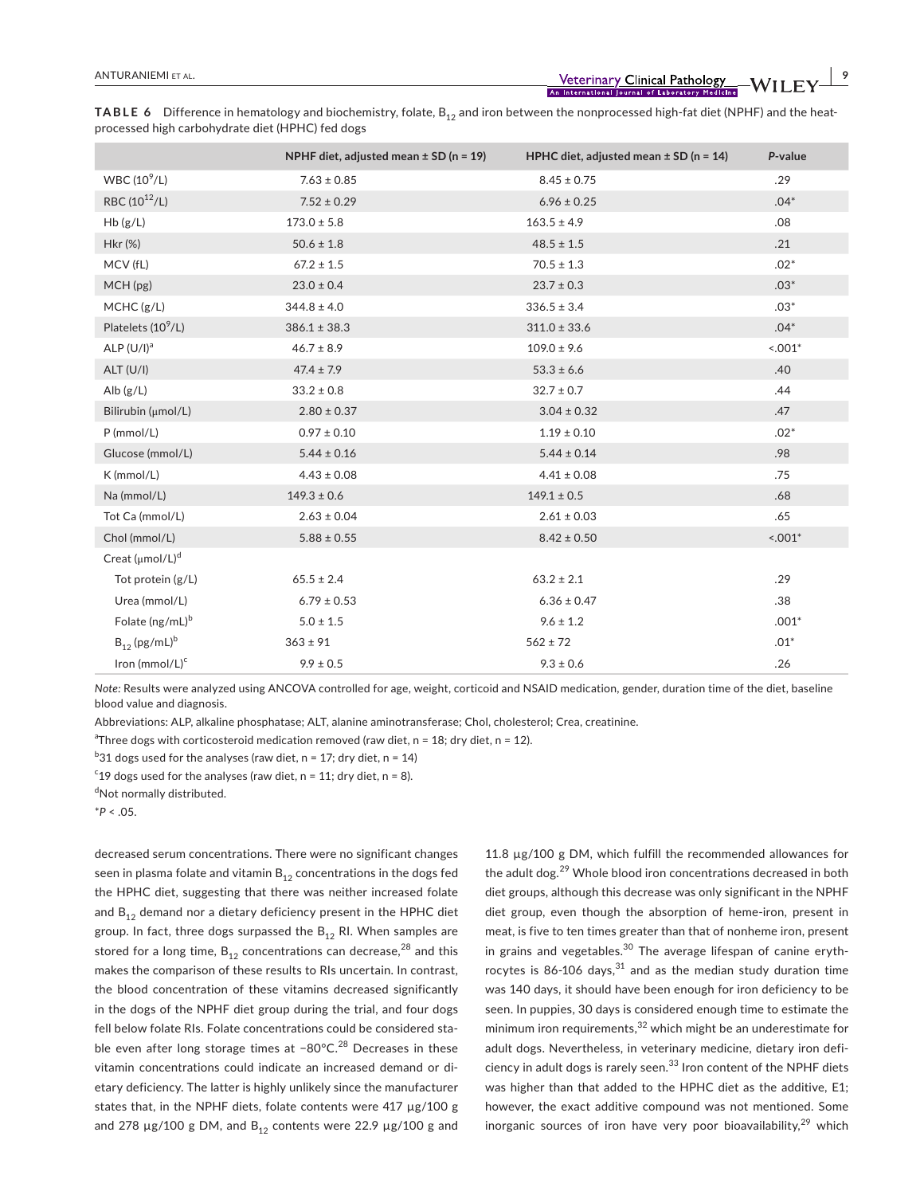**TABLE 6** Difference in hematology and biochemistry, folate, $B_{12}$ and iron between the nonprocessed high-fat diet (NPHF) and the heat-processed high carbohydrate diet (HPHC) fed dogs

| | NPHF diet, adjusted mean ± SD (n = 19) | HPHC diet, adjusted mean ± SD (n = 14) | *P*-value |
|---|---|---|---|
| WBC ($10^9$/L) | 7.63 ± 0.85 | 8.45 ± 0.75 | .29 |
| RBC ($10^{12}$/L) | 7.52 ± 0.29 | 6.96 ± 0.25 | .04* |
| Hb (g/L) | 173.0 ± 5.8 | 163.5 ± 4.9 | .08 |
| Hkr (%) | 50.6 ± 1.8 | 48.5 ± 1.5 | .21 |
| MCV (fL) | 67.2 ± 1.5 | 70.5 ± 1.3 | .02* |
| MCH (pg) | 23.0 ± 0.4 | 23.7 ± 0.3 | .03* |
| MCHC (g/L) | 344.8 ± 4.0 | 336.5 ± 3.4 | .03* |
| Platelets ($10^9$/L) | 386.1 ± 38.3 | 311.0 ± 33.6 | .04* |
| ALP (U/l)[a] | 46.7 ± 8.9 | 109.0 ± 9.6 | <.001* |
| ALT (U/l) | 47.4 ± 7.9 | 53.3 ± 6.6 | .40 |
| Alb (g/L) | 33.2 ± 0.8 | 32.7 ± 0.7 | .44 |
| Bilirubin (μmol/L) | 2.80 ± 0.37 | 3.04 ± 0.32 | .47 |
| P (mmol/L) | 0.97 ± 0.10 | 1.19 ± 0.10 | .02* |
| Glucose (mmol/L) | 5.44 ± 0.16 | 5.44 ± 0.14 | .98 |
| K (mmol/L) | 4.43 ± 0.08 | 4.41 ± 0.08 | .75 |
| Na (mmol/L) | 149.3 ± 0.6 | 149.1 ± 0.5 | .68 |
| Tot Ca (mmol/L) | 2.63 ± 0.04 | 2.61 ± 0.03 | .65 |
| Chol (mmol/L) | 5.88 ± 0.55 | 8.42 ± 0.50 | <.001* |
| Creat (μmol/L)[d] | | | |
| Tot protein (g/L) | 65.5 ± 2.4 | 63.2 ± 2.1 | .29 |
| Urea (mmol/L) | 6.79 ± 0.53 | 6.36 ± 0.47 | .38 |
| Folate (ng/mL)[b] | 5.0 ± 1.5 | 9.6 ± 1.2 | .001* |
| $B_{12}$ (pg/mL)[b] | 363 ± 91 | 562 ± 72 | .01* |
| Iron (mmol/L)[c] | 9.9 ± 0.5 | 9.3 ± 0.6 | .26 |

*Note:* Results were analyzed using ANCOVA controlled for age, weight, corticoid and NSAID medication, gender, duration time of the diet, baseline blood value and diagnosis.

Abbreviations: ALP, alkaline phosphatase; ALT, alanine aminotransferase; Chol, cholesterol; Crea, creatinine.

[a]Three dogs with corticosteroid medication removed (raw diet, n = 18; dry diet, n = 12).

[b]31 dogs used for the analyses (raw diet, n = 17; dry diet, n = 14)

[c]19 dogs used for the analyses (raw diet, n = 11; dry diet, n = 8).

[d]Not normally distributed.

*$P < .05$.

decreased serum concentrations. There were no significant changes seen in plasma folate and vitamin $B_{12}$ concentrations in the dogs fed the HPHC diet, suggesting that there was neither increased folate and $B_{12}$ demand nor a dietary deficiency present in the HPHC diet group. In fact, three dogs surpassed the $B_{12}$ RI. When samples are stored for a long time, $B_{12}$ concentrations can decrease,[28] and this makes the comparison of these results to RIs uncertain. In contrast, the blood concentration of these vitamins decreased significantly in the dogs of the NPHF diet group during the trial, and four dogs fell below folate RIs. Folate concentrations could be considered stable even after long storage times at −80°C.[28] Decreases in these vitamin concentrations could indicate an increased demand or dietary deficiency. The latter is highly unlikely since the manufacturer states that, in the NPHF diets, folate contents were 417 μg/100 g and 278 μg/100 g DM, and $B_{12}$ contents were 22.9 μg/100 g and 11.8 μg/100 g DM, which fulfill the recommended allowances for the adult dog.[29] Whole blood iron concentrations decreased in both diet groups, although this decrease was only significant in the NPHF diet group, even though the absorption of heme-iron, present in meat, is five to ten times greater than that of nonheme iron, present in grains and vegetables.[30] The average lifespan of canine erythrocytes is 86-106 days,[31] and as the median study duration time was 140 days, it should have been enough for iron deficiency to be seen. In puppies, 30 days is considered enough time to estimate the minimum iron requirements,[32] which might be an underestimate for adult dogs. Nevertheless, in veterinary medicine, dietary iron deficiency in adult dogs is rarely seen.[33] Iron content of the NPHF diets was higher than that added to the HPHC diet as the additive, E1; however, the exact additive compound was not mentioned. Some inorganic sources of iron have very poor bioavailability,[29] which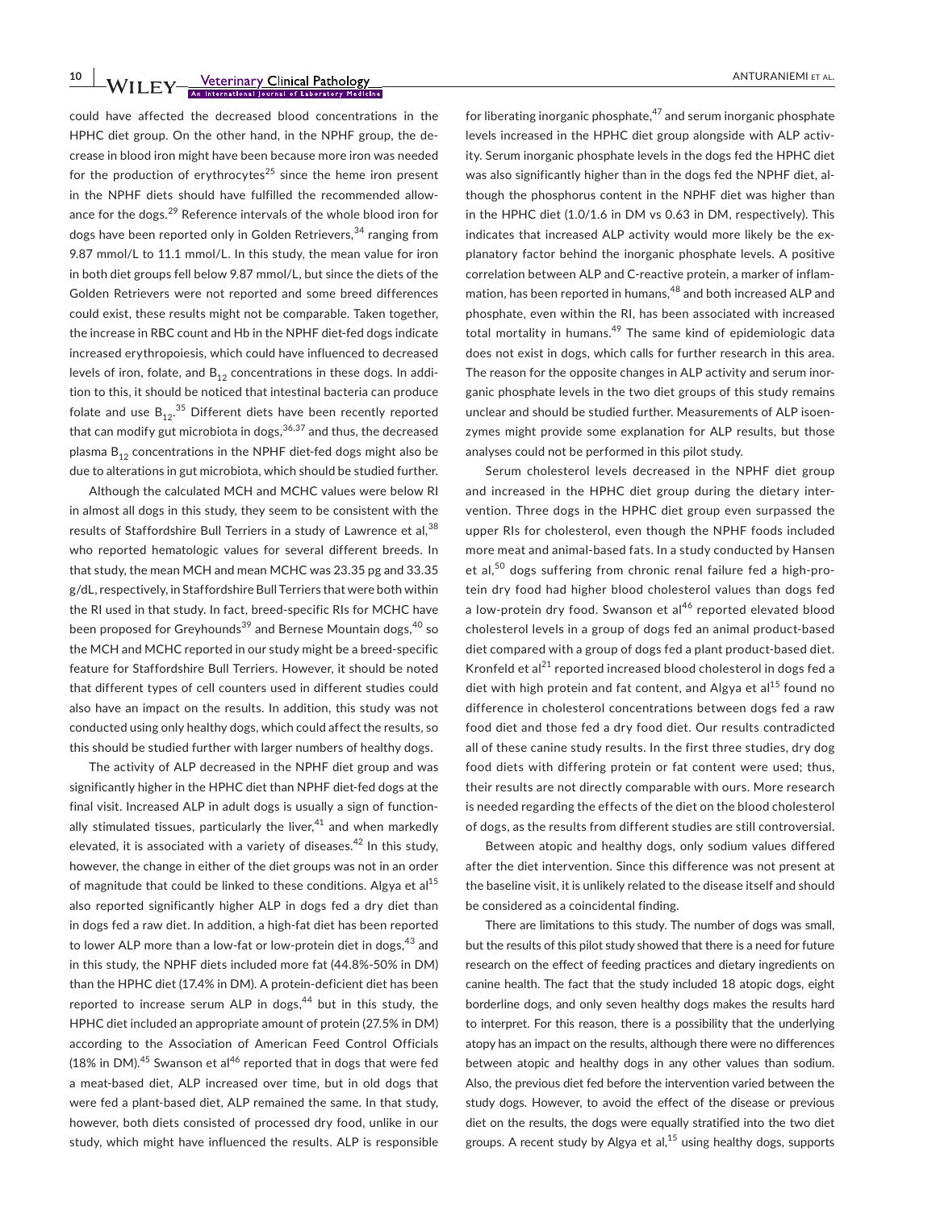could have affected the decreased blood concentrations in the HPHC diet group. On the other hand, in the NPHF group, the decrease in blood iron might have been because more iron was needed for the production of erythrocytes[25] since the heme iron present in the NPHF diets should have fulfilled the recommended allowance for the dogs.[29] Reference intervals of the whole blood iron for dogs have been reported only in Golden Retrievers,[34] ranging from 9.87 mmol/L to 11.1 mmol/L. In this study, the mean value for iron in both diet groups fell below 9.87 mmol/L, but since the diets of the Golden Retrievers were not reported and some breed differences could exist, these results might not be comparable. Taken together, the increase in RBC count and Hb in the NPHF diet-fed dogs indicate increased erythropoiesis, which could have influenced to decreased levels of iron, folate, and $B_{12}$ concentrations in these dogs. In addition to this, it should be noticed that intestinal bacteria can produce folate and use $B_{12}$.[35] Different diets have been recently reported that can modify gut microbiota in dogs,[36,37] and thus, the decreased plasma $B_{12}$ concentrations in the NPHF diet-fed dogs might also be due to alterations in gut microbiota, which should be studied further.

Although the calculated MCH and MCHC values were below RI in almost all dogs in this study, they seem to be consistent with the results of Staffordshire Bull Terriers in a study of Lawrence et al,[38] who reported hematologic values for several different breeds. In that study, the mean MCH and mean MCHC was 23.35 pg and 33.35 g/dL, respectively, in Staffordshire Bull Terriers that were both within the RI used in that study. In fact, breed-specific RIs for MCHC have been proposed for Greyhounds[39] and Bernese Mountain dogs,[40] so the MCH and MCHC reported in our study might be a breed-specific feature for Staffordshire Bull Terriers. However, it should be noted that different types of cell counters used in different studies could also have an impact on the results. In addition, this study was not conducted using only healthy dogs, which could affect the results, so this should be studied further with larger numbers of healthy dogs.

The activity of ALP decreased in the NPHF diet group and was significantly higher in the HPHC diet than NPHF diet-fed dogs at the final visit. Increased ALP in adult dogs is usually a sign of functionally stimulated tissues, particularly the liver,[41] and when markedly elevated, it is associated with a variety of diseases.[42] In this study, however, the change in either of the diet groups was not in an order of magnitude that could be linked to these conditions. Algya et al[15] also reported significantly higher ALP in dogs fed a dry diet than in dogs fed a raw diet. In addition, a high-fat diet has been reported to lower ALP more than a low-fat or low-protein diet in dogs,[43] and in this study, the NPHF diets included more fat (44.8%-50% in DM) than the HPHC diet (17.4% in DM). A protein-deficient diet has been reported to increase serum ALP in dogs,[44] but in this study, the HPHC diet included an appropriate amount of protein (27.5% in DM) according to the Association of American Feed Control Officials (18% in DM).[45] Swanson et al[46] reported that in dogs that were fed a meat-based diet, ALP increased over time, but in old dogs that were fed a plant-based diet, ALP remained the same. In that study, however, both diets consisted of processed dry food, unlike in our study, which might have influenced the results. ALP is responsible for liberating inorganic phosphate,[47] and serum inorganic phosphate levels increased in the HPHC diet group alongside with ALP activity. Serum inorganic phosphate levels in the dogs fed the HPHC diet was also significantly higher than in the dogs fed the NPHF diet, although the phosphorus content in the NPHF diet was higher than in the HPHC diet (1.0/1.6 in DM vs 0.63 in DM, respectively). This indicates that increased ALP activity would more likely be the explanatory factor behind the inorganic phosphate levels. A positive correlation between ALP and C-reactive protein, a marker of inflammation, has been reported in humans,[48] and both increased ALP and phosphate, even within the RI, has been associated with increased total mortality in humans.[49] The same kind of epidemiologic data does not exist in dogs, which calls for further research in this area. The reason for the opposite changes in ALP activity and serum inorganic phosphate levels in the two diet groups of this study remains unclear and should be studied further. Measurements of ALP isoenzymes might provide some explanation for ALP results, but those analyses could not be performed in this pilot study.

Serum cholesterol levels decreased in the NPHF diet group and increased in the HPHC diet group during the dietary intervention. Three dogs in the HPHC diet group even surpassed the upper RIs for cholesterol, even though the NPHF foods included more meat and animal-based fats. In a study conducted by Hansen et al,[50] dogs suffering from chronic renal failure fed a high-protein dry food had higher blood cholesterol values than dogs fed a low-protein dry food. Swanson et al[46] reported elevated blood cholesterol levels in a group of dogs fed an animal product-based diet compared with a group of dogs fed a plant product-based diet. Kronfeld et al[21] reported increased blood cholesterol in dogs fed a diet with high protein and fat content, and Algya et al[15] found no difference in cholesterol concentrations between dogs fed a raw food diet and those fed a dry food diet. Our results contradicted all of these canine study results. In the first three studies, dry dog food diets with differing protein or fat content were used; thus, their results are not directly comparable with ours. More research is needed regarding the effects of the diet on the blood cholesterol of dogs, as the results from different studies are still controversial.

Between atopic and healthy dogs, only sodium values differed after the diet intervention. Since this difference was not present at the baseline visit, it is unlikely related to the disease itself and should be considered as a coincidental finding.

There are limitations to this study. The number of dogs was small, but the results of this pilot study showed that there is a need for future research on the effect of feeding practices and dietary ingredients on canine health. The fact that the study included 18 atopic dogs, eight borderline dogs, and only seven healthy dogs makes the results hard to interpret. For this reason, there is a possibility that the underlying atopy has an impact on the results, although there were no differences between atopic and healthy dogs in any other values than sodium. Also, the previous diet fed before the intervention varied between the study dogs. However, to avoid the effect of the disease or previous diet on the results, the dogs were equally stratified into the two diet groups. A recent study by Algya et al,[15] using healthy dogs, supports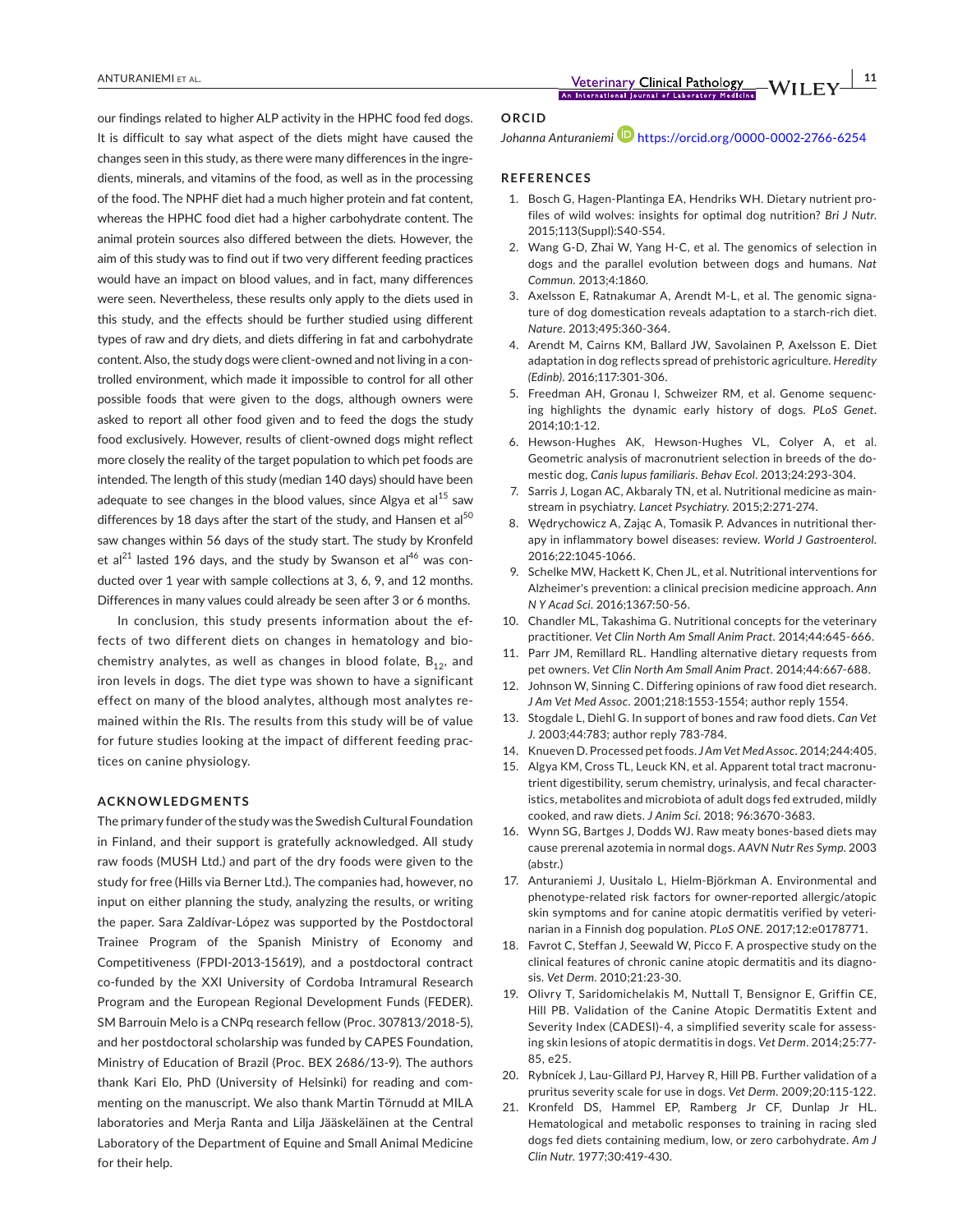our findings related to higher ALP activity in the HPHC food fed dogs. It is difficult to say what aspect of the diets might have caused the changes seen in this study, as there were many differences in the ingredients, minerals, and vitamins of the food, as well as in the processing of the food. The NPHF diet had a much higher protein and fat content, whereas the HPHC food diet had a higher carbohydrate content. The animal protein sources also differed between the diets. However, the aim of this study was to find out if two very different feeding practices would have an impact on blood values, and in fact, many differences were seen. Nevertheless, these results only apply to the diets used in this study, and the effects should be further studied using different types of raw and dry diets, and diets differing in fat and carbohydrate content. Also, the study dogs were client-owned and not living in a controlled environment, which made it impossible to control for all other possible foods that were given to the dogs, although owners were asked to report all other food given and to feed the dogs the study food exclusively. However, results of client-owned dogs might reflect more closely the reality of the target population to which pet foods are intended. The length of this study (median 140 days) should have been adequate to see changes in the blood values, since Algya et al[15] saw differences by 18 days after the start of the study, and Hansen et al[50] saw changes within 56 days of the study start. The study by Kronfeld et al[21] lasted 196 days, and the study by Swanson et al[46] was conducted over 1 year with sample collections at 3, 6, 9, and 12 months. Differences in many values could already be seen after 3 or 6 months.

In conclusion, this study presents information about the effects of two different diets on changes in hematology and biochemistry analytes, as well as changes in blood folate, $B_{12}$, and iron levels in dogs. The diet type was shown to have a significant effect on many of the blood analytes, although most analytes remained within the RIs. The results from this study will be of value for future studies looking at the impact of different feeding practices on canine physiology.

## ACKNOWLEDGMENTS

The primary funder of the study was the Swedish Cultural Foundation in Finland, and their support is gratefully acknowledged. All study raw foods (MUSH Ltd.) and part of the dry foods were given to the study for free (Hills via Berner Ltd.). The companies had, however, no input on either planning the study, analyzing the results, or writing the paper. Sara Zaldívar-López was supported by the Postdoctoral Trainee Program of the Spanish Ministry of Economy and Competitiveness (FPDI-2013-15619), and a postdoctoral contract co-funded by the XXI University of Cordoba Intramural Research Program and the European Regional Development Funds (FEDER). SM Barrouin Melo is a CNPq research fellow (Proc. 307813/2018-5), and her postdoctoral scholarship was funded by CAPES Foundation, Ministry of Education of Brazil (Proc. BEX 2686/13-9). The authors thank Kari Elo, PhD (University of Helsinki) for reading and commenting on the manuscript. We also thank Martin Törnudd at MILA laboratories and Merja Ranta and Lilja Jääskeläinen at the Central Laboratory of the Department of Equine and Small Animal Medicine for their help.

## ORCID

*Johanna Anturaniemi* https://orcid.org/0000-0002-2766-6254

## REFERENCES

1. Bosch G, Hagen-Plantinga EA, Hendriks WH. Dietary nutrient profiles of wild wolves: insights for optimal dog nutrition? *Bri J Nutr*. 2015;113(Suppl):S40-S54.
2. Wang G-D, Zhai W, Yang H-C, et al. The genomics of selection in dogs and the parallel evolution between dogs and humans. *Nat Commun*. 2013;4:1860.
3. Axelsson E, Ratnakumar A, Arendt M-L, et al. The genomic signature of dog domestication reveals adaptation to a starch-rich diet. *Nature*. 2013;495:360-364.
4. Arendt M, Cairns KM, Ballard JW, Savolainen P, Axelsson E. Diet adaptation in dog reflects spread of prehistoric agriculture. *Heredity (Edinb)*. 2016;117:301-306.
5. Freedman AH, Gronau I, Schweizer RM, et al. Genome sequencing highlights the dynamic early history of dogs. *PLoS Genet*. 2014;10:1-12.
6. Hewson-Hughes AK, Hewson-Hughes VL, Colyer A, et al. Geometric analysis of macronutrient selection in breeds of the domestic dog, *Canis lupus familiaris*. *Behav Ecol*. 2013;24:293-304.
7. Sarris J, Logan AC, Akbaraly TN, et al. Nutritional medicine as mainstream in psychiatry. *Lancet Psychiatry*. 2015;2:271-274.
8. Wędrychowicz A, Zając A, Tomasik P. Advances in nutritional therapy in inflammatory bowel diseases: review. *World J Gastroenterol*. 2016;22:1045-1066.
9. Schelke MW, Hackett K, Chen JL, et al. Nutritional interventions for Alzheimer's prevention: a clinical precision medicine approach. *Ann N Y Acad Sci*. 2016;1367:50-56.
10. Chandler ML, Takashima G. Nutritional concepts for the veterinary practitioner. *Vet Clin North Am Small Anim Pract*. 2014;44:645-666.
11. Parr JM, Remillard RL. Handling alternative dietary requests from pet owners. *Vet Clin North Am Small Anim Pract*. 2014;44:667-688.
12. Johnson W, Sinning C. Differing opinions of raw food diet research. *J Am Vet Med Assoc*. 2001;218:1553-1554; author reply 1554.
13. Stogdale L, Diehl G. In support of bones and raw food diets. *Can Vet J*. 2003;44:783; author reply 783-784.
14. Knueven D. Processed pet foods. *J Am Vet Med Assoc*. 2014;244:405.
15. Algya KM, Cross TL, Leuck KN, et al. Apparent total tract macronutrient digestibility, serum chemistry, urinalysis, and fecal characteristics, metabolites and microbiota of adult dogs fed extruded, mildly cooked, and raw diets. *J Anim Sci*. 2018; 96:3670-3683.
16. Wynn SG, Bartges J, Dodds WJ. Raw meaty bones-based diets may cause prerenal azotemia in normal dogs. *AAVN Nutr Res Symp*. 2003 (abstr.)
17. Anturaniemi J, Uusitalo L, Hielm-Björkman A. Environmental and phenotype-related risk factors for owner-reported allergic/atopic skin symptoms and for canine atopic dermatitis verified by veterinarian in a Finnish dog population. *PLoS ONE*. 2017;12:e0178771.
18. Favrot C, Steffan J, Seewald W, Picco F. A prospective study on the clinical features of chronic canine atopic dermatitis and its diagnosis. *Vet Derm*. 2010;21:23-30.
19. Olivry T, Saridomichelakis M, Nuttall T, Bensignor E, Griffin CE, Hill PB. Validation of the Canine Atopic Dermatitis Extent and Severity Index (CADESI)-4, a simplified severity scale for assessing skin lesions of atopic dermatitis in dogs. *Vet Derm*. 2014;25:77-85, e25.
20. Rybnícek J, Lau-Gillard PJ, Harvey R, Hill PB. Further validation of a pruritus severity scale for use in dogs. *Vet Derm*. 2009;20:115-122.
21. Kronfeld DS, Hammel EP, Ramberg Jr CF, Dunlap Jr HL. Hematological and metabolic responses to training in racing sled dogs fed diets containing medium, low, or zero carbohydrate. *Am J Clin Nutr*. 1977;30:419-430.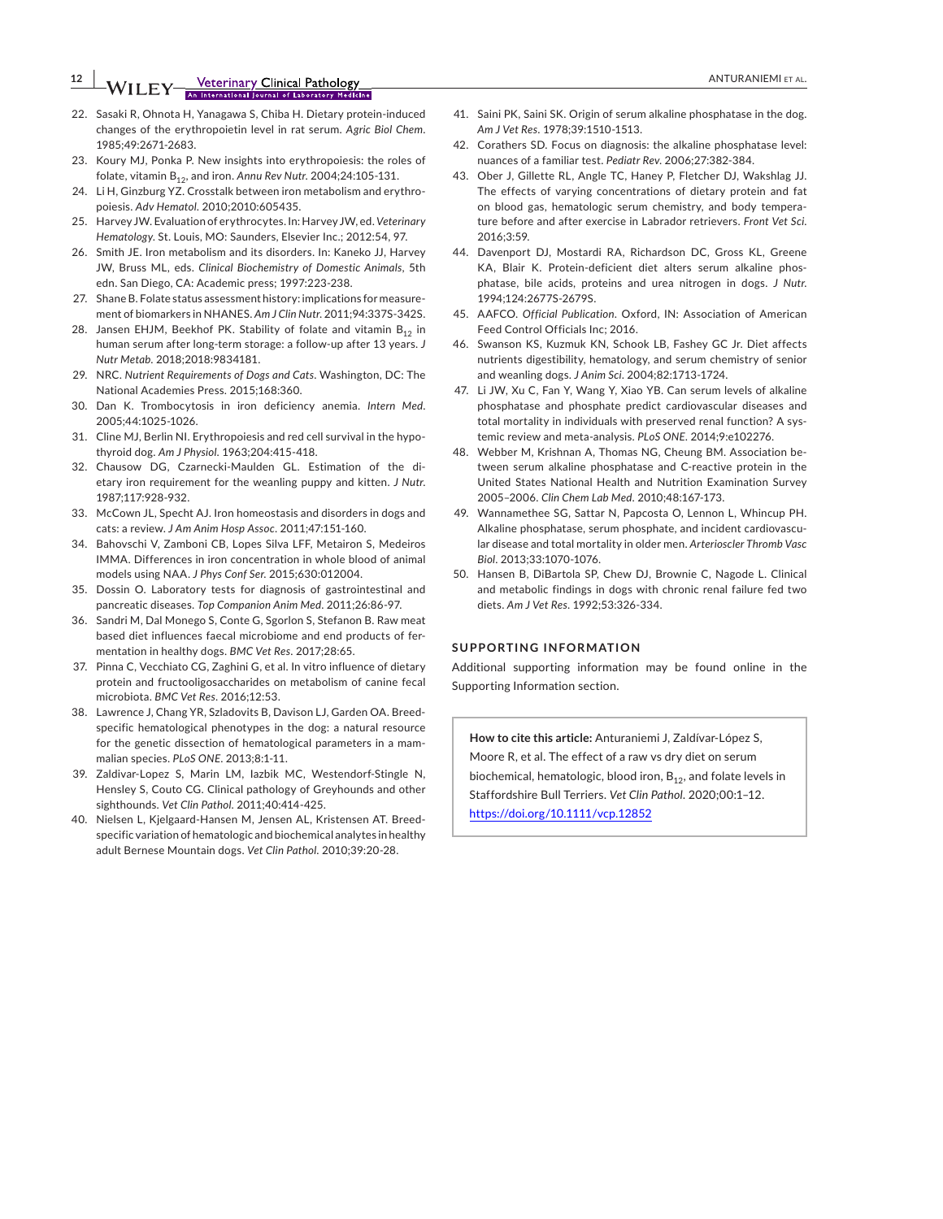22. Sasaki R, Ohnota H, Yanagawa S, Chiba H. Dietary protein-induced changes of the erythropoietin level in rat serum. *Agric Biol Chem*. 1985;49:2671-2683.
23. Koury MJ, Ponka P. New insights into erythropoiesis: the roles of folate, vitamin $B_{12}$, and iron. *Annu Rev Nutr*. 2004;24:105-131.
24. Li H, Ginzburg YZ. Crosstalk between iron metabolism and erythropoiesis. *Adv Hematol*. 2010;2010:605435.
25. Harvey JW. Evaluation of erythrocytes. In: Harvey JW, ed. *Veterinary Hematology*. St. Louis, MO: Saunders, Elsevier Inc.; 2012:54, 97.
26. Smith JE. Iron metabolism and its disorders. In: Kaneko JJ, Harvey JW, Bruss ML, eds. *Clinical Biochemistry of Domestic Animals*, 5th edn. San Diego, CA: Academic press; 1997:223-238.
27. Shane B. Folate status assessment history: implications for measurement of biomarkers in NHANES. *Am J Clin Nutr*. 2011;94:337S-342S.
28. Jansen EHJM, Beekhof PK. Stability of folate and vitamin $B_{12}$ in human serum after long-term storage: a follow-up after 13 years. *J Nutr Metab*. 2018;2018:9834181.
29. NRC. *Nutrient Requirements of Dogs and Cats*. Washington, DC: The National Academies Press. 2015;168:360.
30. Dan K. Trombocytosis in iron deficiency anemia. *Intern Med*. 2005;44:1025-1026.
31. Cline MJ, Berlin NI. Erythropoiesis and red cell survival in the hypothyroid dog. *Am J Physiol*. 1963;204:415-418.
32. Chausow DG, Czarnecki-Maulden GL. Estimation of the dietary iron requirement for the weanling puppy and kitten. *J Nutr*. 1987;117:928-932.
33. McCown JL, Specht AJ. Iron homeostasis and disorders in dogs and cats: a review. *J Am Anim Hosp Assoc*. 2011;47:151-160.
34. Bahovschi V, Zamboni CB, Lopes Silva LFF, Metairon S, Medeiros IMMA. Differences in iron concentration in whole blood of animal models using NAA. *J Phys Conf Ser*. 2015;630:012004.
35. Dossin O. Laboratory tests for diagnosis of gastrointestinal and pancreatic diseases. *Top Companion Anim Med*. 2011;26:86-97.
36. Sandri M, Dal Monego S, Conte G, Sgorlon S, Stefanon B. Raw meat based diet influences faecal microbiome and end products of fermentation in healthy dogs. *BMC Vet Res*. 2017;28:65.
37. Pinna C, Vecchiato CG, Zaghini G, et al. In vitro influence of dietary protein and fructooligosaccharides on metabolism of canine fecal microbiota. *BMC Vet Res*. 2016;12:53.
38. Lawrence J, Chang YR, Szladovits B, Davison LJ, Garden OA. Breed-specific hematological phenotypes in the dog: a natural resource for the genetic dissection of hematological parameters in a mammalian species. *PLoS ONE*. 2013;8:1-11.
39. Zaldivar-Lopez S, Marin LM, Iazbik MC, Westendorf-Stingle N, Hensley S, Couto CG. Clinical pathology of Greyhounds and other sighthounds. *Vet Clin Pathol*. 2011;40:414-425.
40. Nielsen L, Kjelgaard-Hansen M, Jensen AL, Kristensen AT. Breed-specific variation of hematologic and biochemical analytes in healthy adult Bernese Mountain dogs. *Vet Clin Pathol*. 2010;39:20-28.
41. Saini PK, Saini SK. Origin of serum alkaline phosphatase in the dog. *Am J Vet Res*. 1978;39:1510-1513.
42. Corathers SD. Focus on diagnosis: the alkaline phosphatase level: nuances of a familiar test. *Pediatr Rev*. 2006;27:382-384.
43. Ober J, Gillette RL, Angle TC, Haney P, Fletcher DJ, Wakshlag JJ. The effects of varying concentrations of dietary protein and fat on blood gas, hematologic serum chemistry, and body temperature before and after exercise in Labrador retrievers. *Front Vet Sci*. 2016;3:59.
44. Davenport DJ, Mostardi RA, Richardson DC, Gross KL, Greene KA, Blair K. Protein-deficient diet alters serum alkaline phosphatase, bile acids, proteins and urea nitrogen in dogs. *J Nutr*. 1994;124:2677S-2679S.
45. AAFCO. *Official Publication*. Oxford, IN: Association of American Feed Control Officials Inc; 2016.
46. Swanson KS, Kuzmuk KN, Schook LB, Fashey GC Jr. Diet affects nutrients digestibility, hematology, and serum chemistry of senior and weanling dogs. *J Anim Sci*. 2004;82:1713-1724.
47. Li JW, Xu C, Fan Y, Wang Y, Xiao YB. Can serum levels of alkaline phosphatase and phosphate predict cardiovascular diseases and total mortality in individuals with preserved renal function? A systemic review and meta-analysis. *PLoS ONE*. 2014;9:e102276.
48. Webber M, Krishnan A, Thomas NG, Cheung BM. Association between serum alkaline phosphatase and C-reactive protein in the United States National Health and Nutrition Examination Survey 2005–2006. *Clin Chem Lab Med*. 2010;48:167-173.
49. Wannamethee SG, Sattar N, Papcosta O, Lennon L, Whincup PH. Alkaline phosphatase, serum phosphate, and incident cardiovascular disease and total mortality in older men. *Arterioscler Thromb Vasc Biol*. 2013;33:1070-1076.
50. Hansen B, DiBartola SP, Chew DJ, Brownie C, Nagode L. Clinical and metabolic findings in dogs with chronic renal failure fed two diets. *Am J Vet Res*. 1992;53:326-334.

## SUPPORTING INFORMATION

Additional supporting information may be found online in the Supporting Information section.

**How to cite this article:** Anturaniemi J, Zaldívar-López S, Moore R, et al. The effect of a raw vs dry diet on serum biochemical, hematologic, blood iron, $B_{12}$, and folate levels in Staffordshire Bull Terriers. *Vet Clin Pathol*. 2020;00:1–12. https://doi.org/10.1111/vcp.12852